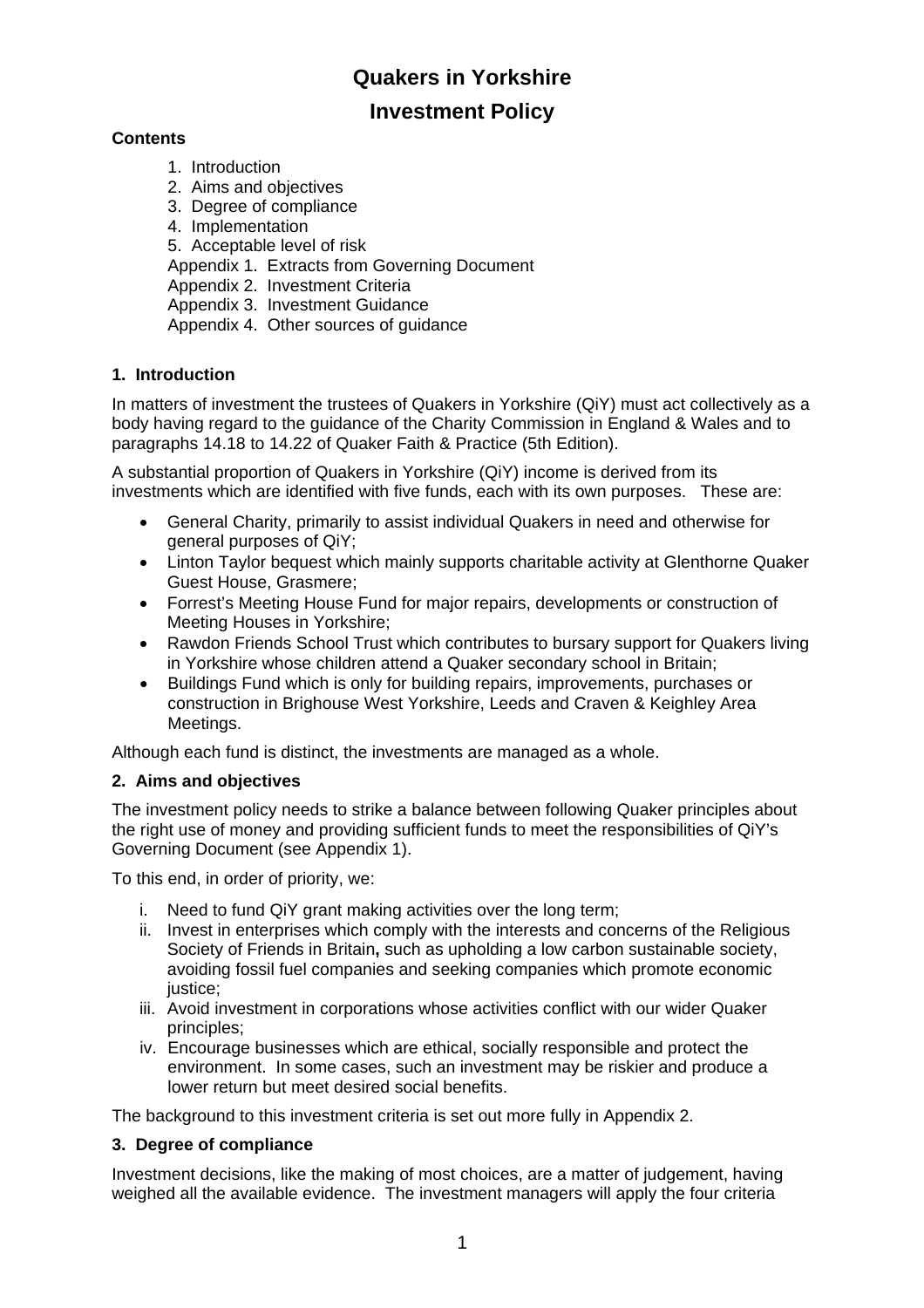# Quakers in Yorkshire

## Investment Policy

**Contents**

1. Introduction
2. Aims and objectives
3. Degree of compliance
4. Implementation
5. Acceptable level of risk

Appendix 1. Extracts from Governing Document
Appendix 2. Investment Criteria
Appendix 3. Investment Guidance
Appendix 4. Other sources of guidance

### 1. Introduction

In matters of investment the trustees of Quakers in Yorkshire (QiY) must act collectively as a body having regard to the guidance of the Charity Commission in England & Wales and to paragraphs 14.18 to 14.22 of Quaker Faith & Practice (5th Edition).

A substantial proportion of Quakers in Yorkshire (QiY) income is derived from its investments which are identified with five funds, each with its own purposes. These are:

- General Charity, primarily to assist individual Quakers in need and otherwise for general purposes of QiY;
- Linton Taylor bequest which mainly supports charitable activity at Glenthorne Quaker Guest House, Grasmere;
- Forrest's Meeting House Fund for major repairs, developments or construction of Meeting Houses in Yorkshire;
- Rawdon Friends School Trust which contributes to bursary support for Quakers living in Yorkshire whose children attend a Quaker secondary school in Britain;
- Buildings Fund which is only for building repairs, improvements, purchases or construction in Brighouse West Yorkshire, Leeds and Craven & Keighley Area Meetings.

Although each fund is distinct, the investments are managed as a whole.

### 2. Aims and objectives

The investment policy needs to strike a balance between following Quaker principles about the right use of money and providing sufficient funds to meet the responsibilities of QiY's Governing Document (see Appendix 1).

To this end, in order of priority, we:

i. Need to fund QiY grant making activities over the long term;
ii. Invest in enterprises which comply with the interests and concerns of the Religious Society of Friends in Britain**,** such as upholding a low carbon sustainable society, avoiding fossil fuel companies and seeking companies which promote economic justice;
iii. Avoid investment in corporations whose activities conflict with our wider Quaker principles;
iv. Encourage businesses which are ethical, socially responsible and protect the environment. In some cases, such an investment may be riskier and produce a lower return but meet desired social benefits.

The background to this investment criteria is set out more fully in Appendix 2.

### 3. Degree of compliance

Investment decisions, like the making of most choices, are a matter of judgement, having weighed all the available evidence. The investment managers will apply the four criteria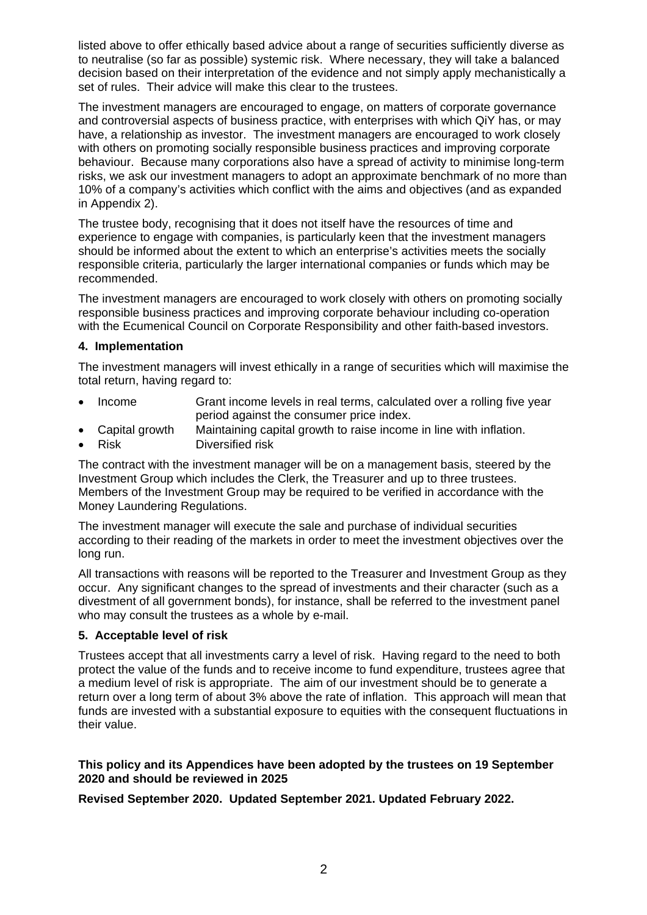listed above to offer ethically based advice about a range of securities sufficiently diverse as to neutralise (so far as possible) systemic risk. Where necessary, they will take a balanced decision based on their interpretation of the evidence and not simply apply mechanistically a set of rules. Their advice will make this clear to the trustees.

The investment managers are encouraged to engage, on matters of corporate governance and controversial aspects of business practice, with enterprises with which QiY has, or may have, a relationship as investor. The investment managers are encouraged to work closely with others on promoting socially responsible business practices and improving corporate behaviour. Because many corporations also have a spread of activity to minimise long-term risks, we ask our investment managers to adopt an approximate benchmark of no more than 10% of a company's activities which conflict with the aims and objectives (and as expanded in Appendix 2).

The trustee body, recognising that it does not itself have the resources of time and experience to engage with companies, is particularly keen that the investment managers should be informed about the extent to which an enterprise's activities meets the socially responsible criteria, particularly the larger international companies or funds which may be recommended.

The investment managers are encouraged to work closely with others on promoting socially responsible business practices and improving corporate behaviour including co-operation with the Ecumenical Council on Corporate Responsibility and other faith-based investors.

### 4. Implementation

The investment managers will invest ethically in a range of securities which will maximise the total return, having regard to:

- Income — Grant income levels in real terms, calculated over a rolling five year period against the consumer price index.
- Capital growth — Maintaining capital growth to raise income in line with inflation.
- Risk — Diversified risk

The contract with the investment manager will be on a management basis, steered by the Investment Group which includes the Clerk, the Treasurer and up to three trustees. Members of the Investment Group may be required to be verified in accordance with the Money Laundering Regulations.

The investment manager will execute the sale and purchase of individual securities according to their reading of the markets in order to meet the investment objectives over the long run.

All transactions with reasons will be reported to the Treasurer and Investment Group as they occur. Any significant changes to the spread of investments and their character (such as a divestment of all government bonds), for instance, shall be referred to the investment panel who may consult the trustees as a whole by e-mail.

### 5. Acceptable level of risk

Trustees accept that all investments carry a level of risk. Having regard to the need to both protect the value of the funds and to receive income to fund expenditure, trustees agree that a medium level of risk is appropriate. The aim of our investment should be to generate a return over a long term of about 3% above the rate of inflation. This approach will mean that funds are invested with a substantial exposure to equities with the consequent fluctuations in their value.

**This policy and its Appendices have been adopted by the trustees on 19 September 2020 and should be reviewed in 2025**

**Revised September 2020. Updated September 2021. Updated February 2022.**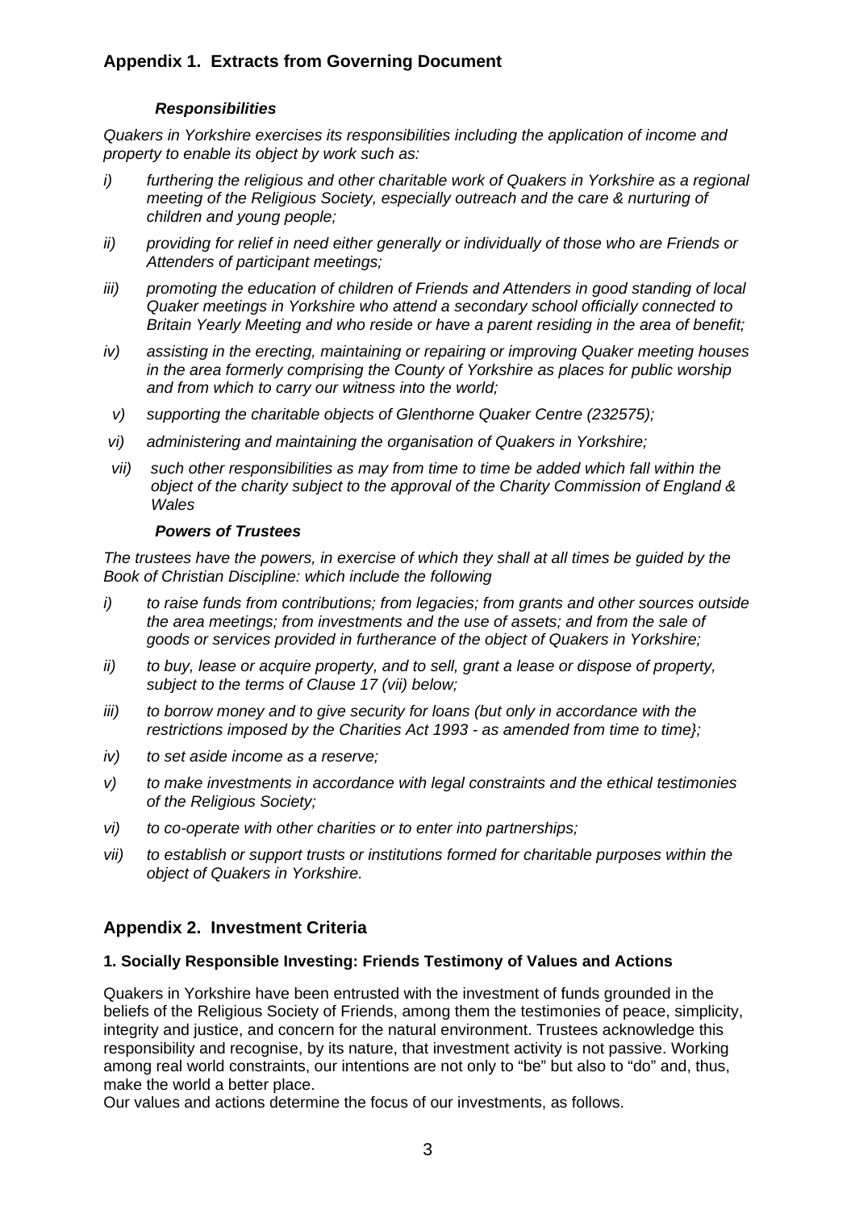## Appendix 1. Extracts from Governing Document

### *Responsibilities*

*Quakers in Yorkshire exercises its responsibilities including the application of income and property to enable its object by work such as:*

*i) furthering the religious and other charitable work of Quakers in Yorkshire as a regional meeting of the Religious Society, especially outreach and the care & nurturing of children and young people;*

*ii) providing for relief in need either generally or individually of those who are Friends or Attenders of participant meetings;*

*iii) promoting the education of children of Friends and Attenders in good standing of local Quaker meetings in Yorkshire who attend a secondary school officially connected to Britain Yearly Meeting and who reside or have a parent residing in the area of benefit;*

*iv) assisting in the erecting, maintaining or repairing or improving Quaker meeting houses in the area formerly comprising the County of Yorkshire as places for public worship and from which to carry our witness into the world;*

*v) supporting the charitable objects of Glenthorne Quaker Centre (232575);*

*vi) administering and maintaining the organisation of Quakers in Yorkshire;*

*vii) such other responsibilities as may from time to time be added which fall within the object of the charity subject to the approval of the Charity Commission of England & Wales*

### *Powers of Trustees*

*The trustees have the powers, in exercise of which they shall at all times be guided by the Book of Christian Discipline: which include the following*

*i) to raise funds from contributions; from legacies; from grants and other sources outside the area meetings; from investments and the use of assets; and from the sale of goods or services provided in furtherance of the object of Quakers in Yorkshire;*

*ii) to buy, lease or acquire property, and to sell, grant a lease or dispose of property, subject to the terms of Clause 17 (vii) below;*

*iii) to borrow money and to give security for loans (but only in accordance with the restrictions imposed by the Charities Act 1993 - as amended from time to time};*

*iv) to set aside income as a reserve;*

*v) to make investments in accordance with legal constraints and the ethical testimonies of the Religious Society;*

*vi) to co-operate with other charities or to enter into partnerships;*

*vii) to establish or support trusts or institutions formed for charitable purposes within the object of Quakers in Yorkshire.*

## Appendix 2. Investment Criteria

### 1. Socially Responsible Investing: Friends Testimony of Values and Actions

Quakers in Yorkshire have been entrusted with the investment of funds grounded in the beliefs of the Religious Society of Friends, among them the testimonies of peace, simplicity, integrity and justice, and concern for the natural environment. Trustees acknowledge this responsibility and recognise, by its nature, that investment activity is not passive. Working among real world constraints, our intentions are not only to "be" but also to "do" and, thus, make the world a better place.
Our values and actions determine the focus of our investments, as follows.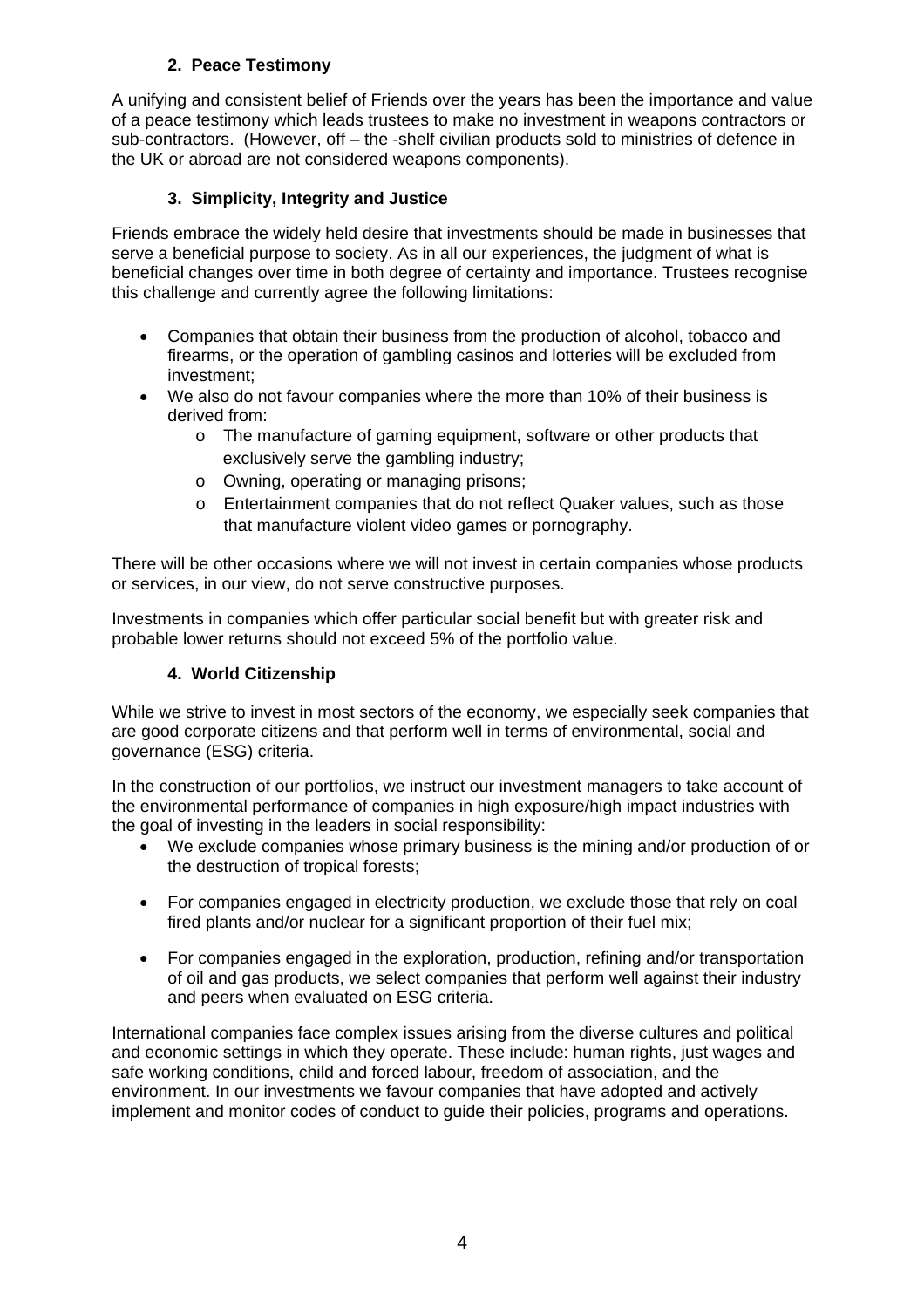### 2. Peace Testimony

A unifying and consistent belief of Friends over the years has been the importance and value of a peace testimony which leads trustees to make no investment in weapons contractors or sub-contractors. (However, off – the -shelf civilian products sold to ministries of defence in the UK or abroad are not considered weapons components).

### 3. Simplicity, Integrity and Justice

Friends embrace the widely held desire that investments should be made in businesses that serve a beneficial purpose to society. As in all our experiences, the judgment of what is beneficial changes over time in both degree of certainty and importance. Trustees recognise this challenge and currently agree the following limitations:

- Companies that obtain their business from the production of alcohol, tobacco and firearms, or the operation of gambling casinos and lotteries will be excluded from investment;
- We also do not favour companies where the more than 10% of their business is derived from:
  - The manufacture of gaming equipment, software or other products that exclusively serve the gambling industry;
  - Owning, operating or managing prisons;
  - Entertainment companies that do not reflect Quaker values, such as those that manufacture violent video games or pornography.

There will be other occasions where we will not invest in certain companies whose products or services, in our view, do not serve constructive purposes.

Investments in companies which offer particular social benefit but with greater risk and probable lower returns should not exceed 5% of the portfolio value.

### 4. World Citizenship

While we strive to invest in most sectors of the economy, we especially seek companies that are good corporate citizens and that perform well in terms of environmental, social and governance (ESG) criteria.

In the construction of our portfolios, we instruct our investment managers to take account of the environmental performance of companies in high exposure/high impact industries with the goal of investing in the leaders in social responsibility:

- We exclude companies whose primary business is the mining and/or production of or the destruction of tropical forests;
- For companies engaged in electricity production, we exclude those that rely on coal fired plants and/or nuclear for a significant proportion of their fuel mix;
- For companies engaged in the exploration, production, refining and/or transportation of oil and gas products, we select companies that perform well against their industry and peers when evaluated on ESG criteria.

International companies face complex issues arising from the diverse cultures and political and economic settings in which they operate. These include: human rights, just wages and safe working conditions, child and forced labour, freedom of association, and the environment. In our investments we favour companies that have adopted and actively implement and monitor codes of conduct to guide their policies, programs and operations.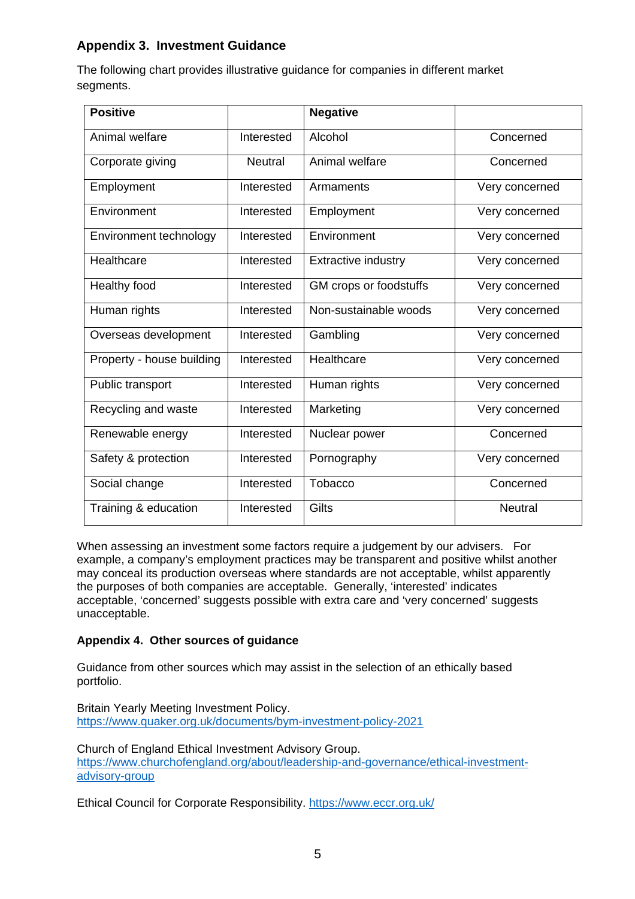## Appendix 3. Investment Guidance

The following chart provides illustrative guidance for companies in different market segments.

| **Positive** | | **Negative** | |
|---|---|---|---|
| Animal welfare | Interested | Alcohol | Concerned |
| Corporate giving | Neutral | Animal welfare | Concerned |
| Employment | Interested | Armaments | Very concerned |
| Environment | Interested | Employment | Very concerned |
| Environment technology | Interested | Environment | Very concerned |
| Healthcare | Interested | Extractive industry | Very concerned |
| Healthy food | Interested | GM crops or foodstuffs | Very concerned |
| Human rights | Interested | Non-sustainable woods | Very concerned |
| Overseas development | Interested | Gambling | Very concerned |
| Property - house building | Interested | Healthcare | Very concerned |
| Public transport | Interested | Human rights | Very concerned |
| Recycling and waste | Interested | Marketing | Very concerned |
| Renewable energy | Interested | Nuclear power | Concerned |
| Safety & protection | Interested | Pornography | Very concerned |
| Social change | Interested | Tobacco | Concerned |
| Training & education | Interested | Gilts | Neutral |

When assessing an investment some factors require a judgement by our advisers. For example, a company's employment practices may be transparent and positive whilst another may conceal its production overseas where standards are not acceptable, whilst apparently the purposes of both companies are acceptable. Generally, 'interested' indicates acceptable, 'concerned' suggests possible with extra care and 'very concerned' suggests unacceptable.

## Appendix 4. Other sources of guidance

Guidance from other sources which may assist in the selection of an ethically based portfolio.

Britain Yearly Meeting Investment Policy.
https://www.quaker.org.uk/documents/bym-investment-policy-2021

Church of England Ethical Investment Advisory Group.
https://www.churchofengland.org/about/leadership-and-governance/ethical-investment-advisory-group

Ethical Council for Corporate Responsibility. https://www.eccr.org.uk/